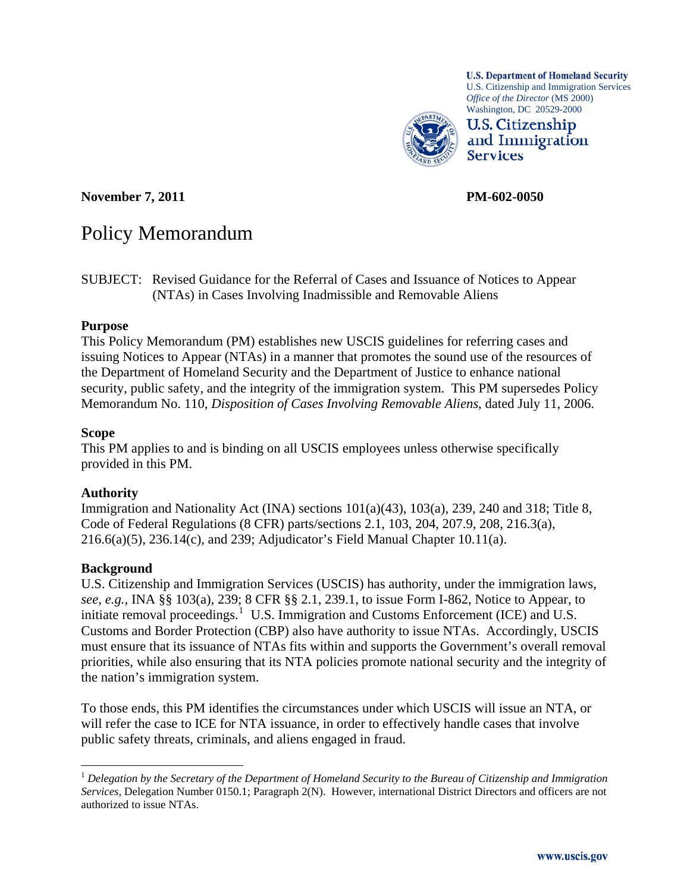U.S. Department of Homeland Security
U.S. Citizenship and Immigration Services
*Office of the Director* (MS 2000)
Washington, DC 20529-2000

U.S. Citizenship and Immigration Services

**November 7, 2011** **PM-602-0050**

# Policy Memorandum

SUBJECT: Revised Guidance for the Referral of Cases and Issuance of Notices to Appear (NTAs) in Cases Involving Inadmissible and Removable Aliens

**Purpose**

This Policy Memorandum (PM) establishes new USCIS guidelines for referring cases and issuing Notices to Appear (NTAs) in a manner that promotes the sound use of the resources of the Department of Homeland Security and the Department of Justice to enhance national security, public safety, and the integrity of the immigration system. This PM supersedes Policy Memorandum No. 110, *Disposition of Cases Involving Removable Aliens*, dated July 11, 2006.

**Scope**

This PM applies to and is binding on all USCIS employees unless otherwise specifically provided in this PM.

**Authority**

Immigration and Nationality Act (INA) sections 101(a)(43), 103(a), 239, 240 and 318; Title 8, Code of Federal Regulations (8 CFR) parts/sections 2.1, 103, 204, 207.9, 208, 216.3(a), 216.6(a)(5), 236.14(c), and 239; Adjudicator's Field Manual Chapter 10.11(a).

**Background**

U.S. Citizenship and Immigration Services (USCIS) has authority, under the immigration laws, *see, e.g.*, INA §§ 103(a), 239; 8 CFR §§ 2.1, 239.1, to issue Form I-862, Notice to Appear, to initiate removal proceedings.[1] U.S. Immigration and Customs Enforcement (ICE) and U.S. Customs and Border Protection (CBP) also have authority to issue NTAs. Accordingly, USCIS must ensure that its issuance of NTAs fits within and supports the Government's overall removal priorities, while also ensuring that its NTA policies promote national security and the integrity of the nation's immigration system.

To those ends, this PM identifies the circumstances under which USCIS will issue an NTA, or will refer the case to ICE for NTA issuance, in order to effectively handle cases that involve public safety threats, criminals, and aliens engaged in fraud.

---

[1] *Delegation by the Secretary of the Department of Homeland Security to the Bureau of Citizenship and Immigration Services*, Delegation Number 0150.1; Paragraph 2(N). However, international District Directors and officers are not authorized to issue NTAs.

www.uscis.gov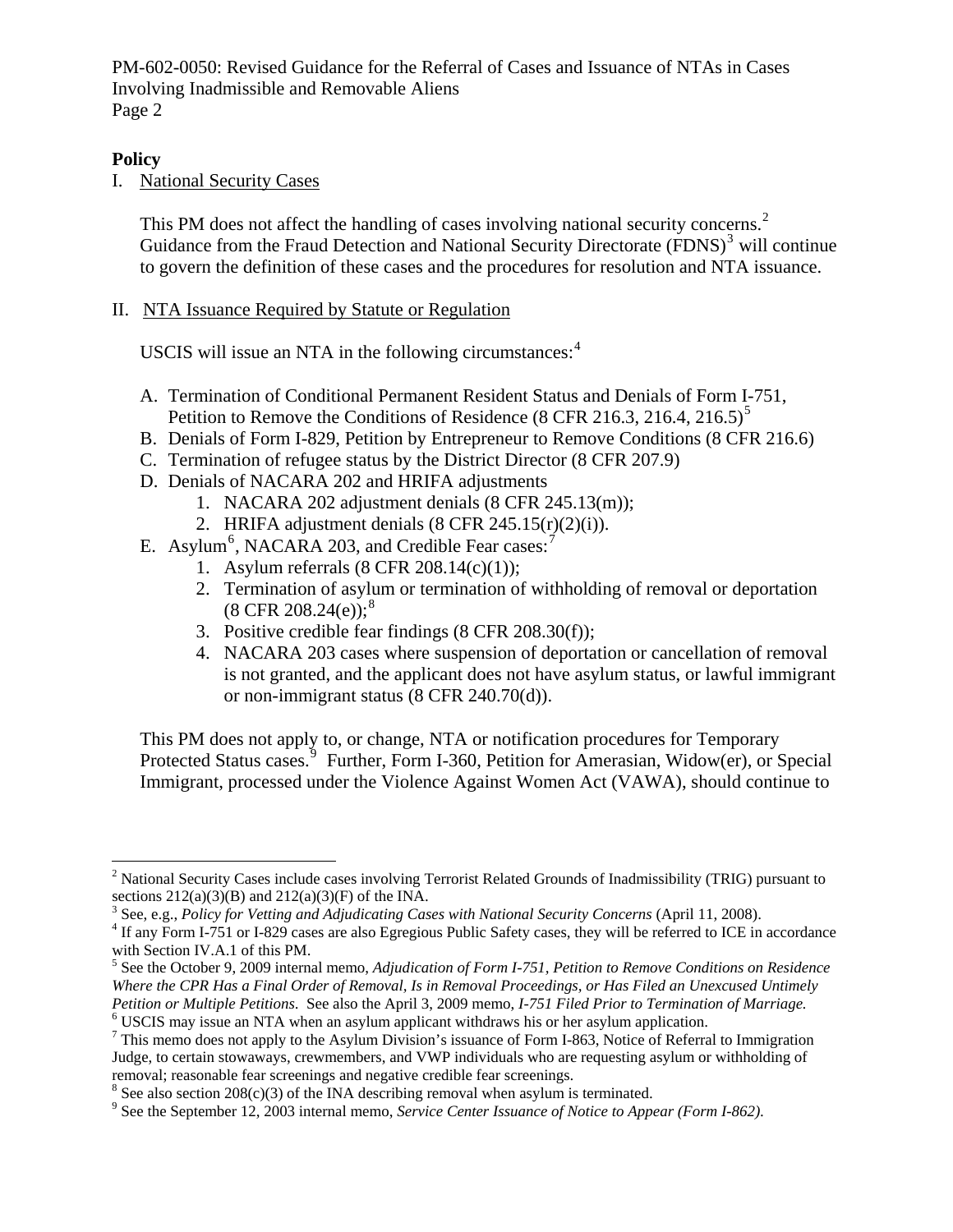**Policy**

I. National Security Cases

This PM does not affect the handling of cases involving national security concerns.[2] Guidance from the Fraud Detection and National Security Directorate (FDNS)[3] will continue to govern the definition of these cases and the procedures for resolution and NTA issuance.

II. NTA Issuance Required by Statute or Regulation

USCIS will issue an NTA in the following circumstances:[4]

A. Termination of Conditional Permanent Resident Status and Denials of Form I-751, Petition to Remove the Conditions of Residence (8 CFR 216.3, 216.4, 216.5)[5]
B. Denials of Form I-829, Petition by Entrepreneur to Remove Conditions (8 CFR 216.6)
C. Termination of refugee status by the District Director (8 CFR 207.9)
D. Denials of NACARA 202 and HRIFA adjustments
    1. NACARA 202 adjustment denials (8 CFR 245.13(m));
    2. HRIFA adjustment denials (8 CFR 245.15(r)(2)(i)).
E. Asylum[6], NACARA 203, and Credible Fear cases:[7]
    1. Asylum referrals (8 CFR 208.14(c)(1));
    2. Termination of asylum or termination of withholding of removal or deportation (8 CFR 208.24(e));[8]
    3. Positive credible fear findings (8 CFR 208.30(f));
    4. NACARA 203 cases where suspension of deportation or cancellation of removal is not granted, and the applicant does not have asylum status, or lawful immigrant or non-immigrant status (8 CFR 240.70(d)).

This PM does not apply to, or change, NTA or notification procedures for Temporary Protected Status cases.[9] Further, Form I-360, Petition for Amerasian, Widow(er), or Special Immigrant, processed under the Violence Against Women Act (VAWA), should continue to

---

[2] National Security Cases include cases involving Terrorist Related Grounds of Inadmissibility (TRIG) pursuant to sections 212(a)(3)(B) and 212(a)(3)(F) of the INA.

[3] See, e.g., *Policy for Vetting and Adjudicating Cases with National Security Concerns* (April 11, 2008).

[4] If any Form I-751 or I-829 cases are also Egregious Public Safety cases, they will be referred to ICE in accordance with Section IV.A.1 of this PM.

[5] See the October 9, 2009 internal memo, *Adjudication of Form I-751, Petition to Remove Conditions on Residence Where the CPR Has a Final Order of Removal, Is in Removal Proceedings, or Has Filed an Unexcused Untimely Petition or Multiple Petitions*. See also the April 3, 2009 memo, *I-751 Filed Prior to Termination of Marriage.*

[6] USCIS may issue an NTA when an asylum applicant withdraws his or her asylum application.

[7] This memo does not apply to the Asylum Division's issuance of Form I-863, Notice of Referral to Immigration Judge, to certain stowaways, crewmembers, and VWP individuals who are requesting asylum or withholding of removal; reasonable fear screenings and negative credible fear screenings.

[8] See also section 208(c)(3) of the INA describing removal when asylum is terminated.

[9] See the September 12, 2003 internal memo, *Service Center Issuance of Notice to Appear (Form I-862)*.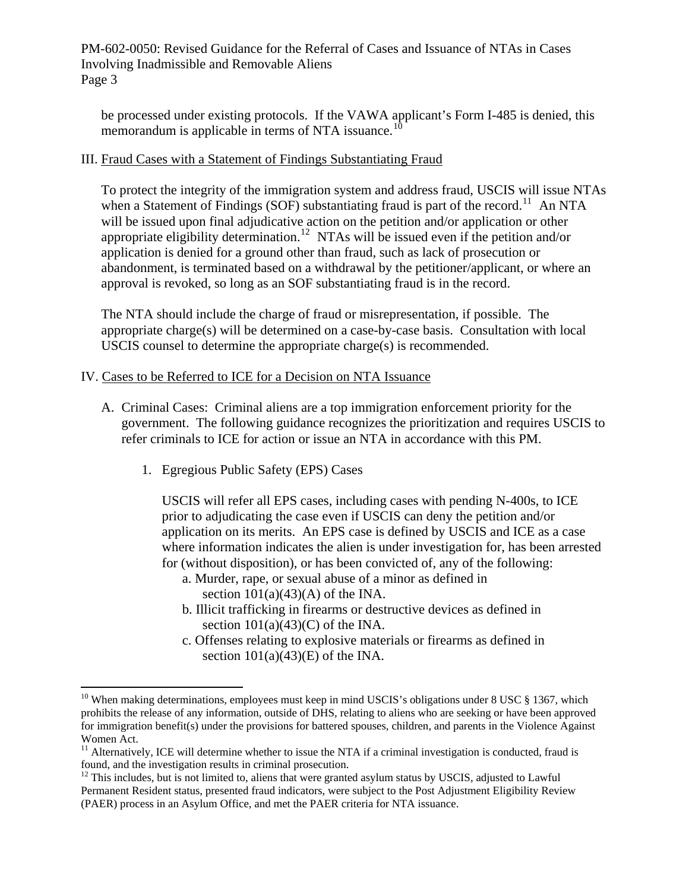be processed under existing protocols. If the VAWA applicant's Form I-485 is denied, this memorandum is applicable in terms of NTA issuance.[10]

III. Fraud Cases with a Statement of Findings Substantiating Fraud

To protect the integrity of the immigration system and address fraud, USCIS will issue NTAs when a Statement of Findings (SOF) substantiating fraud is part of the record.[11] An NTA will be issued upon final adjudicative action on the petition and/or application or other appropriate eligibility determination.[12] NTAs will be issued even if the petition and/or application is denied for a ground other than fraud, such as lack of prosecution or abandonment, is terminated based on a withdrawal by the petitioner/applicant, or where an approval is revoked, so long as an SOF substantiating fraud is in the record.

The NTA should include the charge of fraud or misrepresentation, if possible. The appropriate charge(s) will be determined on a case-by-case basis. Consultation with local USCIS counsel to determine the appropriate charge(s) is recommended.

IV. Cases to be Referred to ICE for a Decision on NTA Issuance

A. Criminal Cases: Criminal aliens are a top immigration enforcement priority for the government. The following guidance recognizes the prioritization and requires USCIS to refer criminals to ICE for action or issue an NTA in accordance with this PM.

1. Egregious Public Safety (EPS) Cases

USCIS will refer all EPS cases, including cases with pending N-400s, to ICE prior to adjudicating the case even if USCIS can deny the petition and/or application on its merits. An EPS case is defined by USCIS and ICE as a case where information indicates the alien is under investigation for, has been arrested for (without disposition), or has been convicted of, any of the following:

a. Murder, rape, or sexual abuse of a minor as defined in section 101(a)(43)(A) of the INA.
b. Illicit trafficking in firearms or destructive devices as defined in section 101(a)(43)(C) of the INA.
c. Offenses relating to explosive materials or firearms as defined in section 101(a)(43)(E) of the INA.

---

[10] When making determinations, employees must keep in mind USCIS's obligations under 8 USC § 1367, which prohibits the release of any information, outside of DHS, relating to aliens who are seeking or have been approved for immigration benefit(s) under the provisions for battered spouses, children, and parents in the Violence Against Women Act.

[11] Alternatively, ICE will determine whether to issue the NTA if a criminal investigation is conducted, fraud is found, and the investigation results in criminal prosecution.

[12] This includes, but is not limited to, aliens that were granted asylum status by USCIS, adjusted to Lawful Permanent Resident status, presented fraud indicators, were subject to the Post Adjustment Eligibility Review (PAER) process in an Asylum Office, and met the PAER criteria for NTA issuance.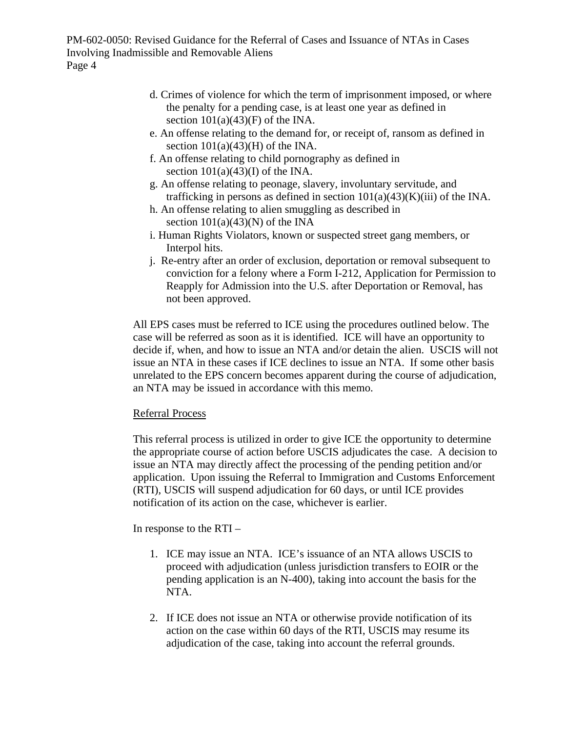d. Crimes of violence for which the term of imprisonment imposed, or where the penalty for a pending case, is at least one year as defined in section 101(a)(43)(F) of the INA.
e. An offense relating to the demand for, or receipt of, ransom as defined in section 101(a)(43)(H) of the INA.
f. An offense relating to child pornography as defined in section 101(a)(43)(I) of the INA.
g. An offense relating to peonage, slavery, involuntary servitude, and trafficking in persons as defined in section 101(a)(43)(K)(iii) of the INA.
h. An offense relating to alien smuggling as described in section 101(a)(43)(N) of the INA
i. Human Rights Violators, known or suspected street gang members, or Interpol hits.
j. Re-entry after an order of exclusion, deportation or removal subsequent to conviction for a felony where a Form I-212, Application for Permission to Reapply for Admission into the U.S. after Deportation or Removal, has not been approved.

All EPS cases must be referred to ICE using the procedures outlined below. The case will be referred as soon as it is identified. ICE will have an opportunity to decide if, when, and how to issue an NTA and/or detain the alien. USCIS will not issue an NTA in these cases if ICE declines to issue an NTA. If some other basis unrelated to the EPS concern becomes apparent during the course of adjudication, an NTA may be issued in accordance with this memo.

Referral Process

This referral process is utilized in order to give ICE the opportunity to determine the appropriate course of action before USCIS adjudicates the case. A decision to issue an NTA may directly affect the processing of the pending petition and/or application. Upon issuing the Referral to Immigration and Customs Enforcement (RTI), USCIS will suspend adjudication for 60 days, or until ICE provides notification of its action on the case, whichever is earlier.

In response to the RTI –

1. ICE may issue an NTA. ICE's issuance of an NTA allows USCIS to proceed with adjudication (unless jurisdiction transfers to EOIR or the pending application is an N-400), taking into account the basis for the NTA.

2. If ICE does not issue an NTA or otherwise provide notification of its action on the case within 60 days of the RTI, USCIS may resume its adjudication of the case, taking into account the referral grounds.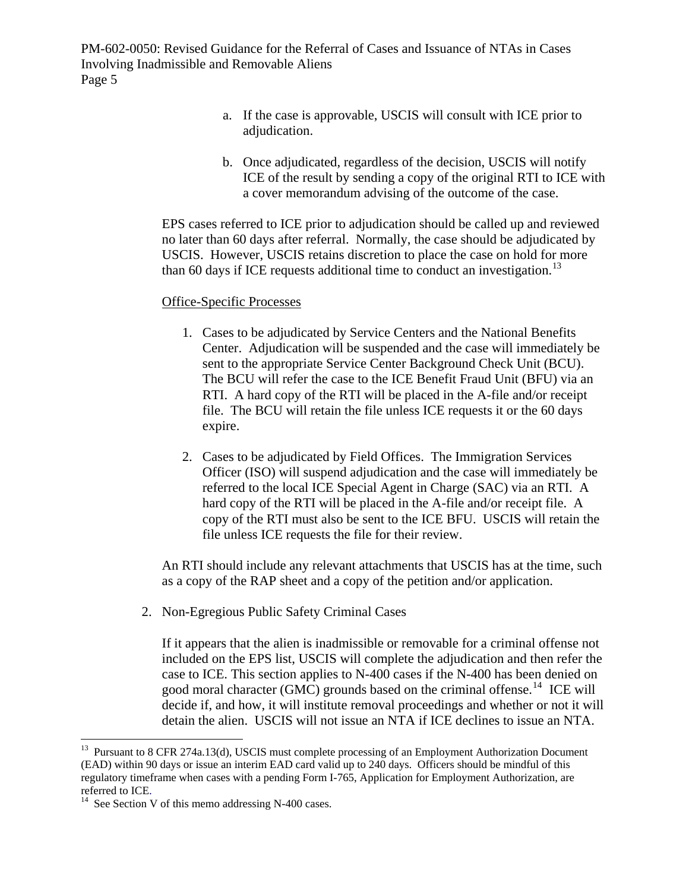a. If the case is approvable, USCIS will consult with ICE prior to adjudication.

b. Once adjudicated, regardless of the decision, USCIS will notify ICE of the result by sending a copy of the original RTI to ICE with a cover memorandum advising of the outcome of the case.

EPS cases referred to ICE prior to adjudication should be called up and reviewed no later than 60 days after referral. Normally, the case should be adjudicated by USCIS. However, USCIS retains discretion to place the case on hold for more than 60 days if ICE requests additional time to conduct an investigation.[13]

<u>Office-Specific Processes</u>

1. Cases to be adjudicated by Service Centers and the National Benefits Center. Adjudication will be suspended and the case will immediately be sent to the appropriate Service Center Background Check Unit (BCU). The BCU will refer the case to the ICE Benefit Fraud Unit (BFU) via an RTI. A hard copy of the RTI will be placed in the A-file and/or receipt file. The BCU will retain the file unless ICE requests it or the 60 days expire.

2. Cases to be adjudicated by Field Offices. The Immigration Services Officer (ISO) will suspend adjudication and the case will immediately be referred to the local ICE Special Agent in Charge (SAC) via an RTI. A hard copy of the RTI will be placed in the A-file and/or receipt file. A copy of the RTI must also be sent to the ICE BFU. USCIS will retain the file unless ICE requests the file for their review.

An RTI should include any relevant attachments that USCIS has at the time, such as a copy of the RAP sheet and a copy of the petition and/or application.

2. Non-Egregious Public Safety Criminal Cases

If it appears that the alien is inadmissible or removable for a criminal offense not included on the EPS list, USCIS will complete the adjudication and then refer the case to ICE. This section applies to N-400 cases if the N-400 has been denied on good moral character (GMC) grounds based on the criminal offense.[14] ICE will decide if, and how, it will institute removal proceedings and whether or not it will detain the alien. USCIS will not issue an NTA if ICE declines to issue an NTA.

---

[13] Pursuant to 8 CFR 274a.13(d), USCIS must complete processing of an Employment Authorization Document (EAD) within 90 days or issue an interim EAD card valid up to 240 days. Officers should be mindful of this regulatory timeframe when cases with a pending Form I-765, Application for Employment Authorization, are referred to ICE.

[14] See Section V of this memo addressing N-400 cases.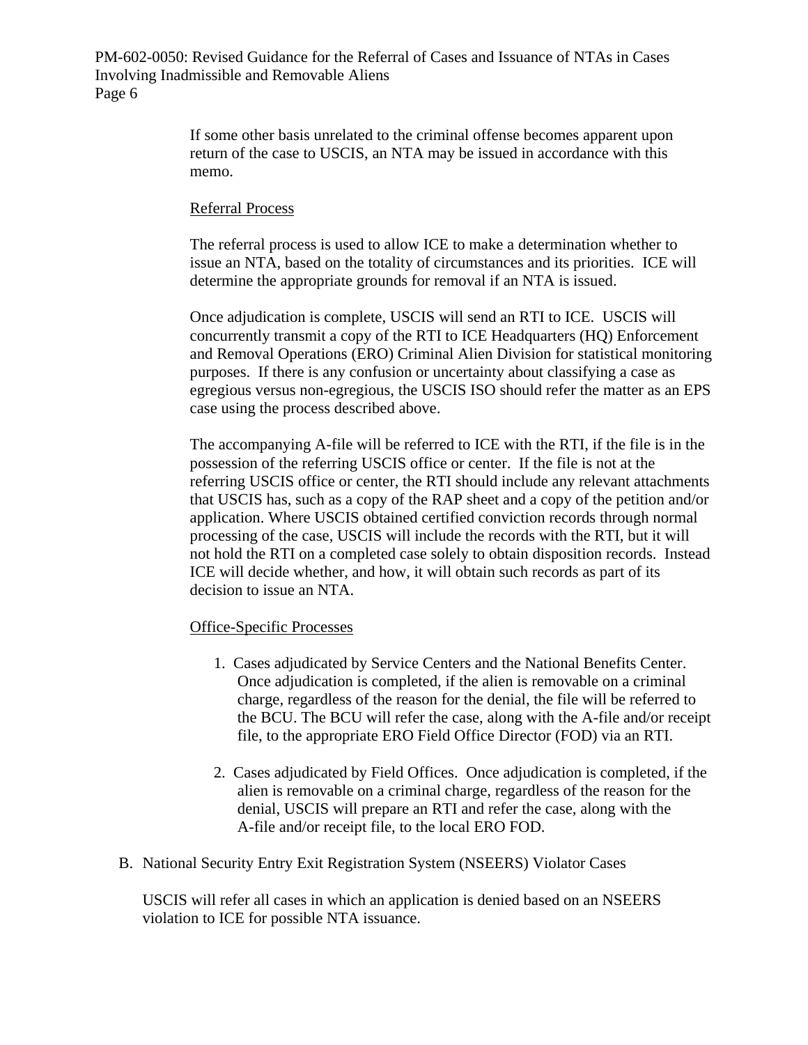If some other basis unrelated to the criminal offense becomes apparent upon return of the case to USCIS, an NTA may be issued in accordance with this memo.

Referral Process

The referral process is used to allow ICE to make a determination whether to issue an NTA, based on the totality of circumstances and its priorities. ICE will determine the appropriate grounds for removal if an NTA is issued.

Once adjudication is complete, USCIS will send an RTI to ICE. USCIS will concurrently transmit a copy of the RTI to ICE Headquarters (HQ) Enforcement and Removal Operations (ERO) Criminal Alien Division for statistical monitoring purposes. If there is any confusion or uncertainty about classifying a case as egregious versus non-egregious, the USCIS ISO should refer the matter as an EPS case using the process described above.

The accompanying A-file will be referred to ICE with the RTI, if the file is in the possession of the referring USCIS office or center. If the file is not at the referring USCIS office or center, the RTI should include any relevant attachments that USCIS has, such as a copy of the RAP sheet and a copy of the petition and/or application. Where USCIS obtained certified conviction records through normal processing of the case, USCIS will include the records with the RTI, but it will not hold the RTI on a completed case solely to obtain disposition records. Instead ICE will decide whether, and how, it will obtain such records as part of its decision to issue an NTA.

Office-Specific Processes

1. Cases adjudicated by Service Centers and the National Benefits Center. Once adjudication is completed, if the alien is removable on a criminal charge, regardless of the reason for the denial, the file will be referred to the BCU. The BCU will refer the case, along with the A-file and/or receipt file, to the appropriate ERO Field Office Director (FOD) via an RTI.

2. Cases adjudicated by Field Offices. Once adjudication is completed, if the alien is removable on a criminal charge, regardless of the reason for the denial, USCIS will prepare an RTI and refer the case, along with the A-file and/or receipt file, to the local ERO FOD.

B. National Security Entry Exit Registration System (NSEERS) Violator Cases

USCIS will refer all cases in which an application is denied based on an NSEERS violation to ICE for possible NTA issuance.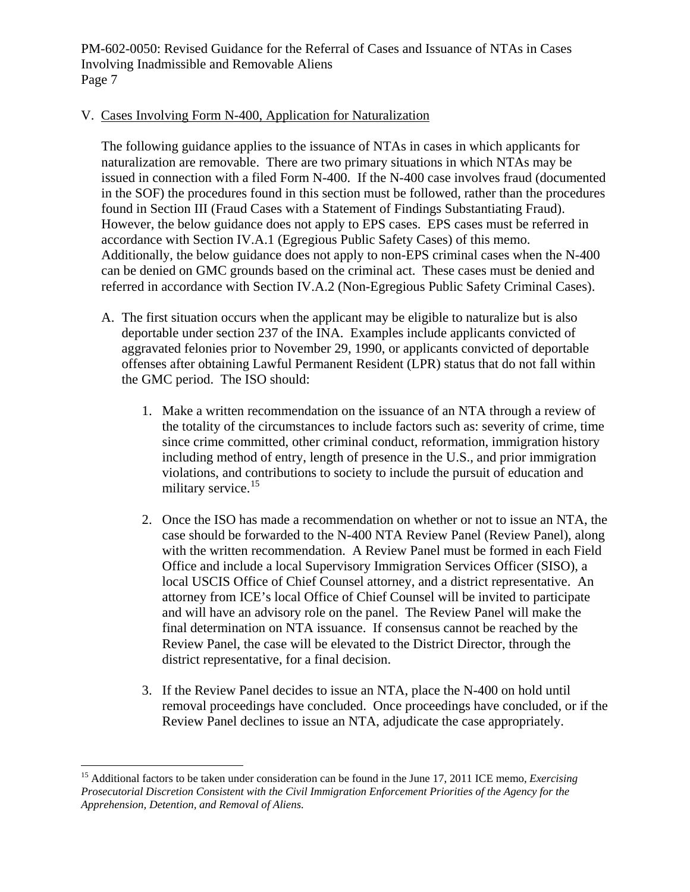V. Cases Involving Form N-400, Application for Naturalization

The following guidance applies to the issuance of NTAs in cases in which applicants for naturalization are removable. There are two primary situations in which NTAs may be issued in connection with a filed Form N-400. If the N-400 case involves fraud (documented in the SOF) the procedures found in this section must be followed, rather than the procedures found in Section III (Fraud Cases with a Statement of Findings Substantiating Fraud). However, the below guidance does not apply to EPS cases. EPS cases must be referred in accordance with Section IV.A.1 (Egregious Public Safety Cases) of this memo. Additionally, the below guidance does not apply to non-EPS criminal cases when the N-400 can be denied on GMC grounds based on the criminal act. These cases must be denied and referred in accordance with Section IV.A.2 (Non-Egregious Public Safety Criminal Cases).

A. The first situation occurs when the applicant may be eligible to naturalize but is also deportable under section 237 of the INA. Examples include applicants convicted of aggravated felonies prior to November 29, 1990, or applicants convicted of deportable offenses after obtaining Lawful Permanent Resident (LPR) status that do not fall within the GMC period. The ISO should:

   1. Make a written recommendation on the issuance of an NTA through a review of the totality of the circumstances to include factors such as: severity of crime, time since crime committed, other criminal conduct, reformation, immigration history including method of entry, length of presence in the U.S., and prior immigration violations, and contributions to society to include the pursuit of education and military service.[15]

   2. Once the ISO has made a recommendation on whether or not to issue an NTA, the case should be forwarded to the N-400 NTA Review Panel (Review Panel), along with the written recommendation. A Review Panel must be formed in each Field Office and include a local Supervisory Immigration Services Officer (SISO), a local USCIS Office of Chief Counsel attorney, and a district representative. An attorney from ICE's local Office of Chief Counsel will be invited to participate and will have an advisory role on the panel. The Review Panel will make the final determination on NTA issuance. If consensus cannot be reached by the Review Panel, the case will be elevated to the District Director, through the district representative, for a final decision.

   3. If the Review Panel decides to issue an NTA, place the N-400 on hold until removal proceedings have concluded. Once proceedings have concluded, or if the Review Panel declines to issue an NTA, adjudicate the case appropriately.

---

[15] Additional factors to be taken under consideration can be found in the June 17, 2011 ICE memo, *Exercising Prosecutorial Discretion Consistent with the Civil Immigration Enforcement Priorities of the Agency for the Apprehension, Detention, and Removal of Aliens.*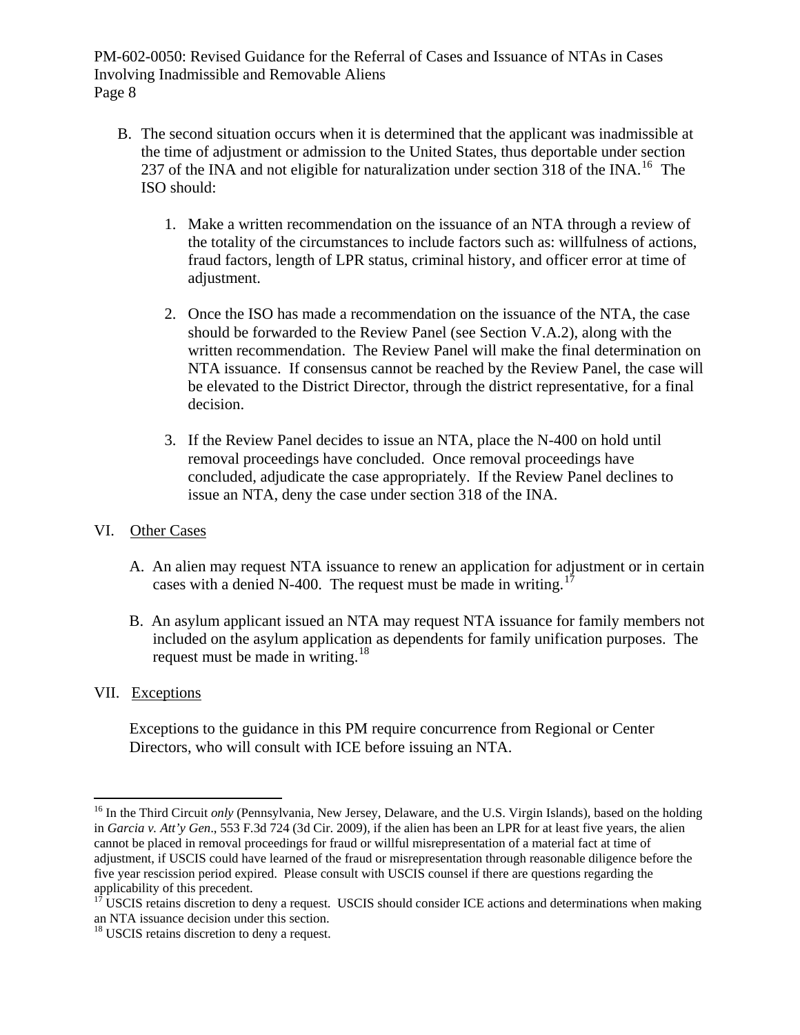B. The second situation occurs when it is determined that the applicant was inadmissible at the time of adjustment or admission to the United States, thus deportable under section 237 of the INA and not eligible for naturalization under section 318 of the INA.[16] The ISO should:

   1. Make a written recommendation on the issuance of an NTA through a review of the totality of the circumstances to include factors such as: willfulness of actions, fraud factors, length of LPR status, criminal history, and officer error at time of adjustment.

   2. Once the ISO has made a recommendation on the issuance of the NTA, the case should be forwarded to the Review Panel (see Section V.A.2), along with the written recommendation. The Review Panel will make the final determination on NTA issuance. If consensus cannot be reached by the Review Panel, the case will be elevated to the District Director, through the district representative, for a final decision.

   3. If the Review Panel decides to issue an NTA, place the N-400 on hold until removal proceedings have concluded. Once removal proceedings have concluded, adjudicate the case appropriately. If the Review Panel declines to issue an NTA, deny the case under section 318 of the INA.

## VI. Other Cases

A. An alien may request NTA issuance to renew an application for adjustment or in certain cases with a denied N-400. The request must be made in writing.[17]

B. An asylum applicant issued an NTA may request NTA issuance for family members not included on the asylum application as dependents for family unification purposes. The request must be made in writing.[18]

## VII. Exceptions

Exceptions to the guidance in this PM require concurrence from Regional or Center Directors, who will consult with ICE before issuing an NTA.

---

[16] In the Third Circuit *only* (Pennsylvania, New Jersey, Delaware, and the U.S. Virgin Islands), based on the holding in *Garcia v. Att'y Gen*., 553 F.3d 724 (3d Cir. 2009), if the alien has been an LPR for at least five years, the alien cannot be placed in removal proceedings for fraud or willful misrepresentation of a material fact at time of adjustment, if USCIS could have learned of the fraud or misrepresentation through reasonable diligence before the five year rescission period expired. Please consult with USCIS counsel if there are questions regarding the applicability of this precedent.

[17] USCIS retains discretion to deny a request. USCIS should consider ICE actions and determinations when making an NTA issuance decision under this section.

[18] USCIS retains discretion to deny a request.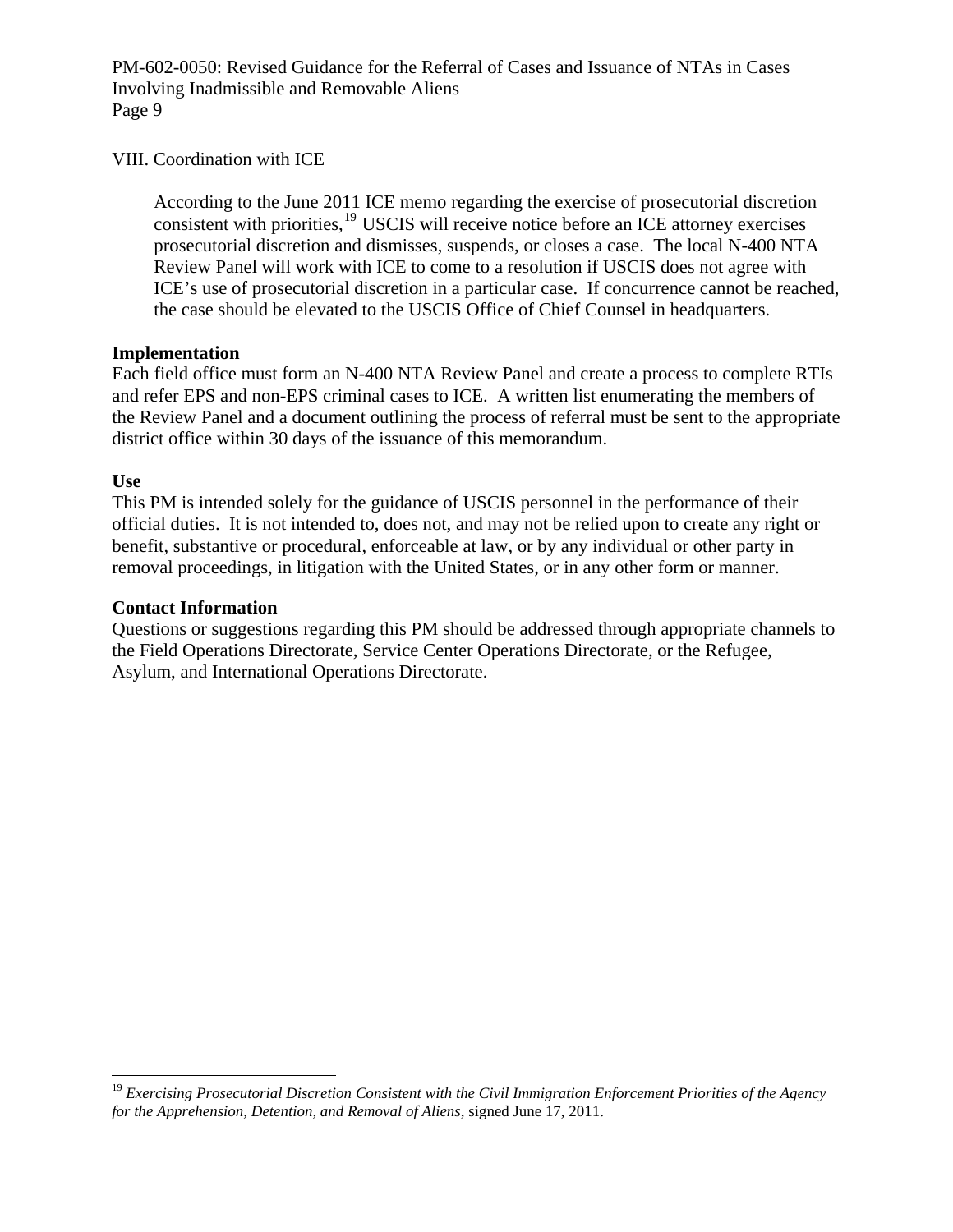VIII. Coordination with ICE

According to the June 2011 ICE memo regarding the exercise of prosecutorial discretion consistent with priorities,[19] USCIS will receive notice before an ICE attorney exercises prosecutorial discretion and dismisses, suspends, or closes a case. The local N-400 NTA Review Panel will work with ICE to come to a resolution if USCIS does not agree with ICE's use of prosecutorial discretion in a particular case. If concurrence cannot be reached, the case should be elevated to the USCIS Office of Chief Counsel in headquarters.

**Implementation**

Each field office must form an N-400 NTA Review Panel and create a process to complete RTIs and refer EPS and non-EPS criminal cases to ICE. A written list enumerating the members of the Review Panel and a document outlining the process of referral must be sent to the appropriate district office within 30 days of the issuance of this memorandum.

**Use**

This PM is intended solely for the guidance of USCIS personnel in the performance of their official duties. It is not intended to, does not, and may not be relied upon to create any right or benefit, substantive or procedural, enforceable at law, or by any individual or other party in removal proceedings, in litigation with the United States, or in any other form or manner.

**Contact Information**

Questions or suggestions regarding this PM should be addressed through appropriate channels to the Field Operations Directorate, Service Center Operations Directorate, or the Refugee, Asylum, and International Operations Directorate.

---

[19] *Exercising Prosecutorial Discretion Consistent with the Civil Immigration Enforcement Priorities of the Agency for the Apprehension, Detention, and Removal of Aliens*, signed June 17, 2011.